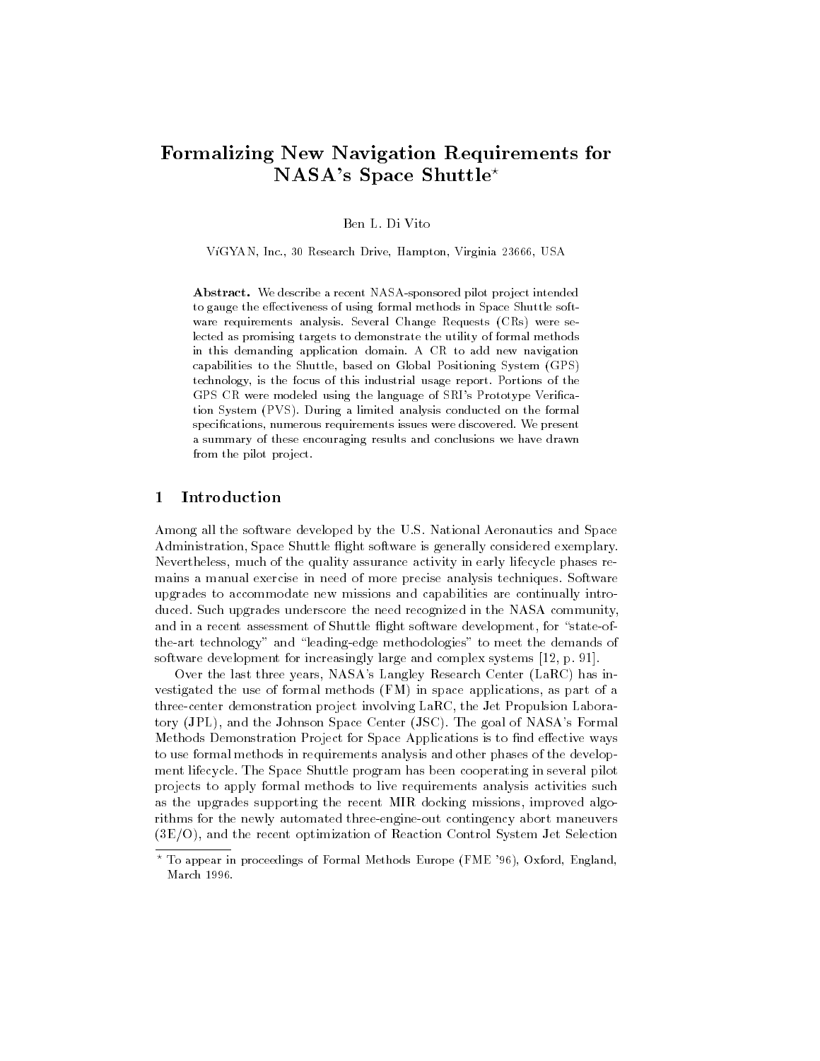# Formalizing New Navigation Requirements for NASA's Space Shuttle*

Ben L. Di Vito

ViGYAN, Inc., 30 Research Drive, Hampton, Virginia 23666, USA

**Abstract.** We describe a recent NASA-sponsored pilot project intended to gauge the effectiveness of using formal methods in Space Shuttle software requirements analysis. Several Change Requests (CRs) were selected as promising targets to demonstrate the utility of formal methods in this demanding application domain. A CR to add new navigation capabilities to the Shuttle, based on Global Positioning System (GPS) technology, is the focus of this industrial usage report. Portions of the GPS CR were modeled using the language of SRI's Prototype Verification System (PVS). During a limited analysis conducted on the formal specifications, numerous requirements issues were discovered. We present a summary of these encouraging results and conclusions we have drawn from the pilot project.

## 1 Introduction

Among all the software developed by the U.S. National Aeronautics and Space Administration, Space Shuttle flight software is generally considered exemplary. Nevertheless, much of the quality assurance activity in early lifecycle phases remains a manual exercise in need of more precise analysis techniques. Software upgrades to accommodate new missions and capabilities are continually introduced. Such upgrades underscore the need recognized in the NASA community, and in a recent assessment of Shuttle flight software development, for "state-of-the-art technology" and "leading-edge methodologies" to meet the demands of software development for increasingly large and complex systems [12, p. 91].

Over the last three years, NASA's Langley Research Center (LaRC) has investigated the use of formal methods (FM) in space applications, as part of a three-center demonstration project involving LaRC, the Jet Propulsion Laboratory (JPL), and the Johnson Space Center (JSC). The goal of NASA's Formal Methods Demonstration Project for Space Applications is to find effective ways to use formal methods in requirements analysis and other phases of the development lifecycle. The Space Shuttle program has been cooperating in several pilot projects to apply formal methods to live requirements analysis activities such as the upgrades supporting the recent MIR docking missions, improved algorithms for the newly automated three-engine-out contingency abort maneuvers (3E/O), and the recent optimization of Reaction Control System Jet Selection

---

* To appear in proceedings of Formal Methods Europe (FME '96), Oxford, England, March 1996.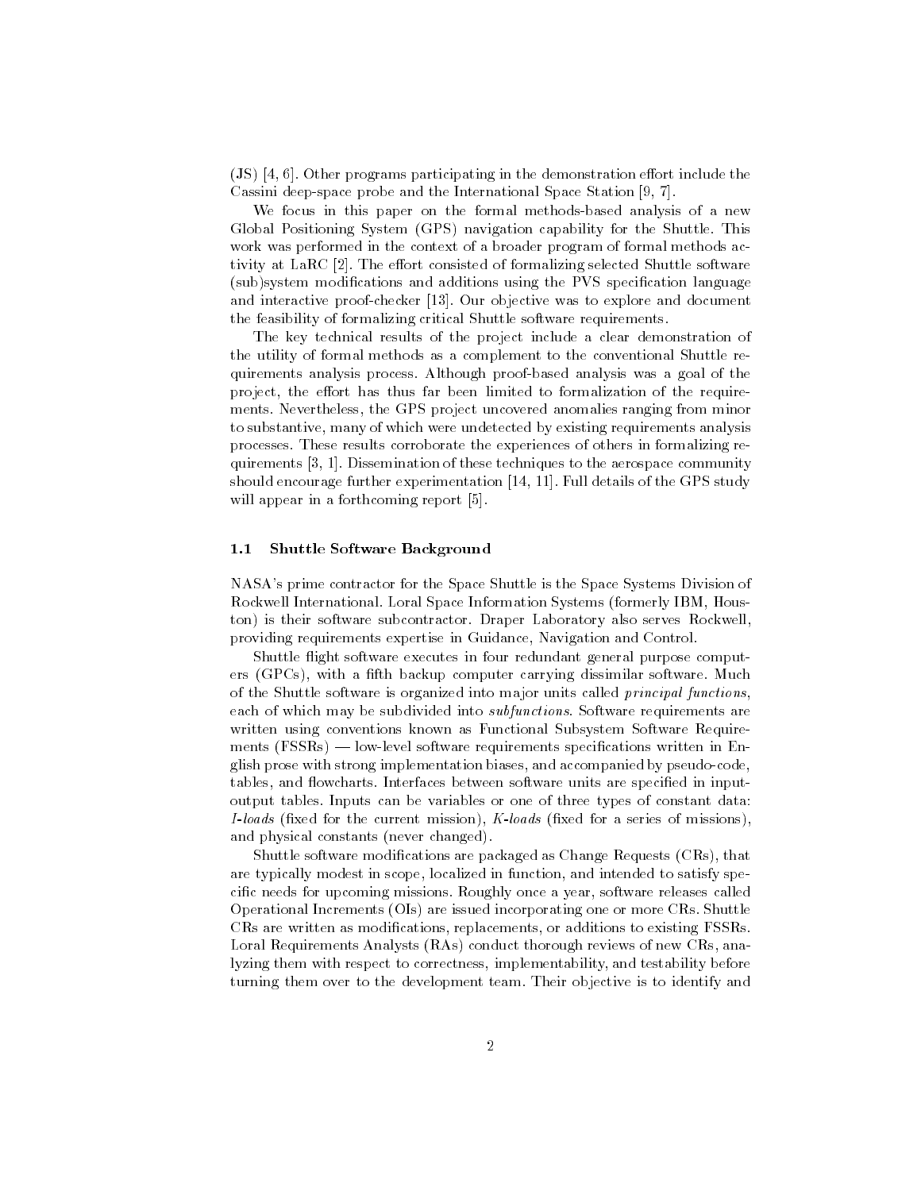(JS) [4, 6]. Other programs participating in the demonstration effort include the Cassini deep-space probe and the International Space Station [9, 7].

We focus in this paper on the formal methods-based analysis of a new Global Positioning System (GPS) navigation capability for the Shuttle. This work was performed in the context of a broader program of formal methods activity at LaRC [2]. The effort consisted of formalizing selected Shuttle software (sub)system modifications and additions using the PVS specification language and interactive proof-checker [13]. Our objective was to explore and document the feasibility of formalizing critical Shuttle software requirements.

The key technical results of the project include a clear demonstration of the utility of formal methods as a complement to the conventional Shuttle requirements analysis process. Although proof-based analysis was a goal of the project, the effort has thus far been limited to formalization of the requirements. Nevertheless, the GPS project uncovered anomalies ranging from minor to substantive, many of which were undetected by existing requirements analysis processes. These results corroborate the experiences of others in formalizing requirements [3, 1]. Dissemination of these techniques to the aerospace community should encourage further experimentation [14, 11]. Full details of the GPS study will appear in a forthcoming report [5].

### 1.1 Shuttle Software Background

NASA's prime contractor for the Space Shuttle is the Space Systems Division of Rockwell International. Loral Space Information Systems (formerly IBM, Houston) is their software subcontractor. Draper Laboratory also serves Rockwell, providing requirements expertise in Guidance, Navigation and Control.

Shuttle flight software executes in four redundant general purpose computers (GPCs), with a fifth backup computer carrying dissimilar software. Much of the Shuttle software is organized into major units called *principal functions*, each of which may be subdivided into *subfunctions*. Software requirements are written using conventions known as Functional Subsystem Software Requirements (FSSRs) — low-level software requirements specifications written in English prose with strong implementation biases, and accompanied by pseudo-code, tables, and flowcharts. Interfaces between software units are specified in input-output tables. Inputs can be variables or one of three types of constant data: *I-loads* (fixed for the current mission), *K-loads* (fixed for a series of missions), and physical constants (never changed).

Shuttle software modifications are packaged as Change Requests (CRs), that are typically modest in scope, localized in function, and intended to satisfy specific needs for upcoming missions. Roughly once a year, software releases called Operational Increments (OIs) are issued incorporating one or more CRs. Shuttle CRs are written as modifications, replacements, or additions to existing FSSRs. Loral Requirements Analysts (RAs) conduct thorough reviews of new CRs, analyzing them with respect to correctness, implementability, and testability before turning them over to the development team. Their objective is to identify and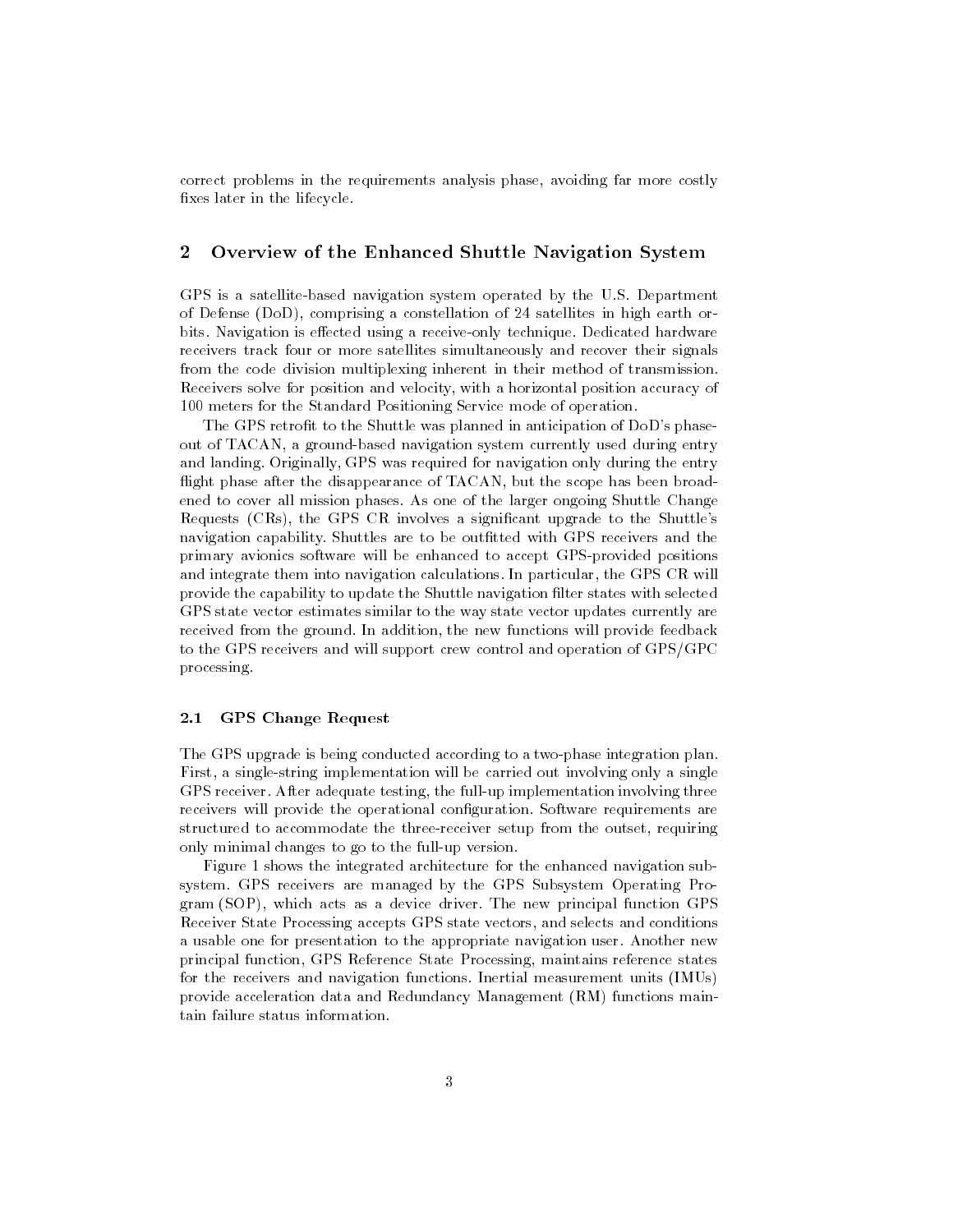correct problems in the requirements analysis phase, avoiding far more costly fixes later in the lifecycle.

## 2 Overview of the Enhanced Shuttle Navigation System

GPS is a satellite-based navigation system operated by the U.S. Department of Defense (DoD), comprising a constellation of 24 satellites in high earth orbits. Navigation is effected using a receive-only technique. Dedicated hardware receivers track four or more satellites simultaneously and recover their signals from the code division multiplexing inherent in their method of transmission. Receivers solve for position and velocity, with a horizontal position accuracy of 100 meters for the Standard Positioning Service mode of operation.

The GPS retrofit to the Shuttle was planned in anticipation of DoD's phase-out of TACAN, a ground-based navigation system currently used during entry and landing. Originally, GPS was required for navigation only during the entry flight phase after the disappearance of TACAN, but the scope has been broadened to cover all mission phases. As one of the larger ongoing Shuttle Change Requests (CRs), the GPS CR involves a significant upgrade to the Shuttle's navigation capability. Shuttles are to be outfitted with GPS receivers and the primary avionics software will be enhanced to accept GPS-provided positions and integrate them into navigation calculations. In particular, the GPS CR will provide the capability to update the Shuttle navigation filter states with selected GPS state vector estimates similar to the way state vector updates currently are received from the ground. In addition, the new functions will provide feedback to the GPS receivers and will support crew control and operation of GPS/GPC processing.

### 2.1 GPS Change Request

The GPS upgrade is being conducted according to a two-phase integration plan. First, a single-string implementation will be carried out involving only a single GPS receiver. After adequate testing, the full-up implementation involving three receivers will provide the operational configuration. Software requirements are structured to accommodate the three-receiver setup from the outset, requiring only minimal changes to go to the full-up version.

Figure 1 shows the integrated architecture for the enhanced navigation subsystem. GPS receivers are managed by the GPS Subsystem Operating Program (SOP), which acts as a device driver. The new principal function GPS Receiver State Processing accepts GPS state vectors, and selects and conditions a usable one for presentation to the appropriate navigation user. Another new principal function, GPS Reference State Processing, maintains reference states for the receivers and navigation functions. Inertial measurement units (IMUs) provide acceleration data and Redundancy Management (RM) functions maintain failure status information.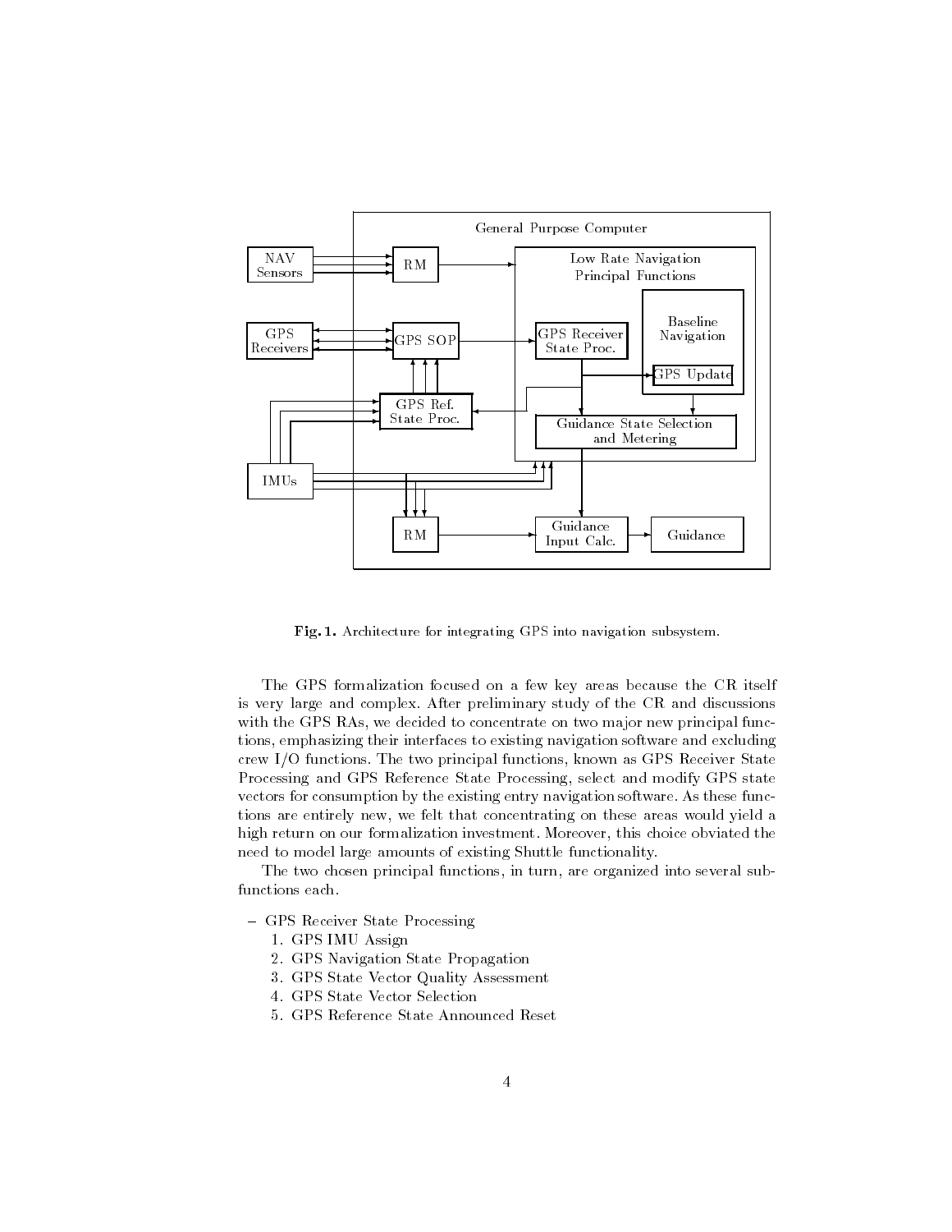**Fig. 1.** Architecture for integrating GPS into navigation subsystem.

The GPS formalization focused on a few key areas because the CR itself is very large and complex. After preliminary study of the CR and discussions with the GPS RAs, we decided to concentrate on two major new principal functions, emphasizing their interfaces to existing navigation software and excluding crew I/O functions. The two principal functions, known as GPS Receiver State Processing and GPS Reference State Processing, select and modify GPS state vectors for consumption by the existing entry navigation software. As these functions are entirely new, we felt that concentrating on these areas would yield a high return on our formalization investment. Moreover, this choice obviated the need to model large amounts of existing Shuttle functionality.

The two chosen principal functions, in turn, are organized into several subfunctions each.

- GPS Receiver State Processing
  1. GPS IMU Assign
  2. GPS Navigation State Propagation
  3. GPS State Vector Quality Assessment
  4. GPS State Vector Selection
  5. GPS Reference State Announced Reset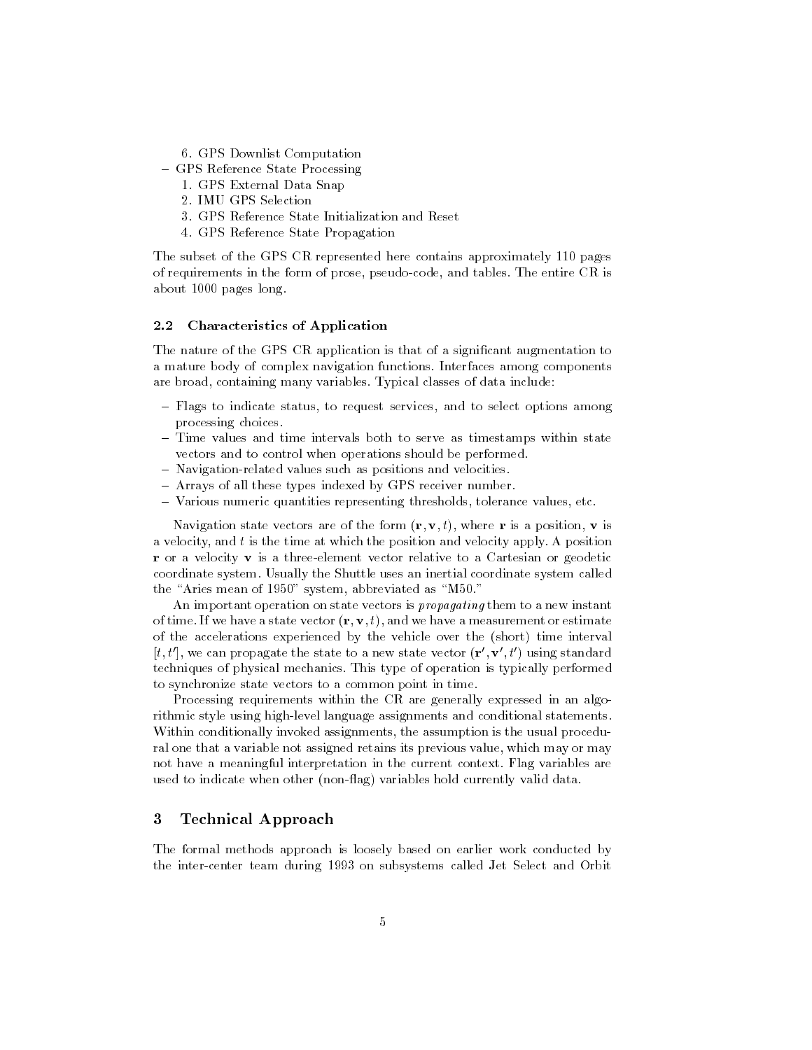6. GPS Downlist Computation

– GPS Reference State Processing
  1. GPS External Data Snap
  2. IMU GPS Selection
  3. GPS Reference State Initialization and Reset
  4. GPS Reference State Propagation

The subset of the GPS CR represented here contains approximately 110 pages of requirements in the form of prose, pseudo-code, and tables. The entire CR is about 1000 pages long.

### 2.2 Characteristics of Application

The nature of the GPS CR application is that of a significant augmentation to a mature body of complex navigation functions. Interfaces among components are broad, containing many variables. Typical classes of data include:

– Flags to indicate status, to request services, and to select options among processing choices.
– Time values and time intervals both to serve as timestamps within state vectors and to control when operations should be performed.
– Navigation-related values such as positions and velocities.
– Arrays of all these types indexed by GPS receiver number.
– Various numeric quantities representing thresholds, tolerance values, etc.

Navigation state vectors are of the form $(\mathbf{r}, \mathbf{v}, t)$, where $\mathbf{r}$ is a position, $\mathbf{v}$ is a velocity, and $t$ is the time at which the position and velocity apply. A position $\mathbf{r}$ or a velocity $\mathbf{v}$ is a three-element vector relative to a Cartesian or geodetic coordinate system. Usually the Shuttle uses an inertial coordinate system called the "Aries mean of 1950" system, abbreviated as "M50."

An important operation on state vectors is *propagating* them to a new instant of time. If we have a state vector $(\mathbf{r}, \mathbf{v}, t)$, and we have a measurement or estimate of the accelerations experienced by the vehicle over the (short) time interval $[t, t']$, we can propagate the state to a new state vector $(\mathbf{r}', \mathbf{v}', t')$ using standard techniques of physical mechanics. This type of operation is typically performed to synchronize state vectors to a common point in time.

Processing requirements within the CR are generally expressed in an algorithmic style using high-level language assignments and conditional statements. Within conditionally invoked assignments, the assumption is the usual procedural one that a variable not assigned retains its previous value, which may or may not have a meaningful interpretation in the current context. Flag variables are used to indicate when other (non-flag) variables hold currently valid data.

## 3 Technical Approach

The formal methods approach is loosely based on earlier work conducted by the inter-center team during 1993 on subsystems called Jet Select and Orbit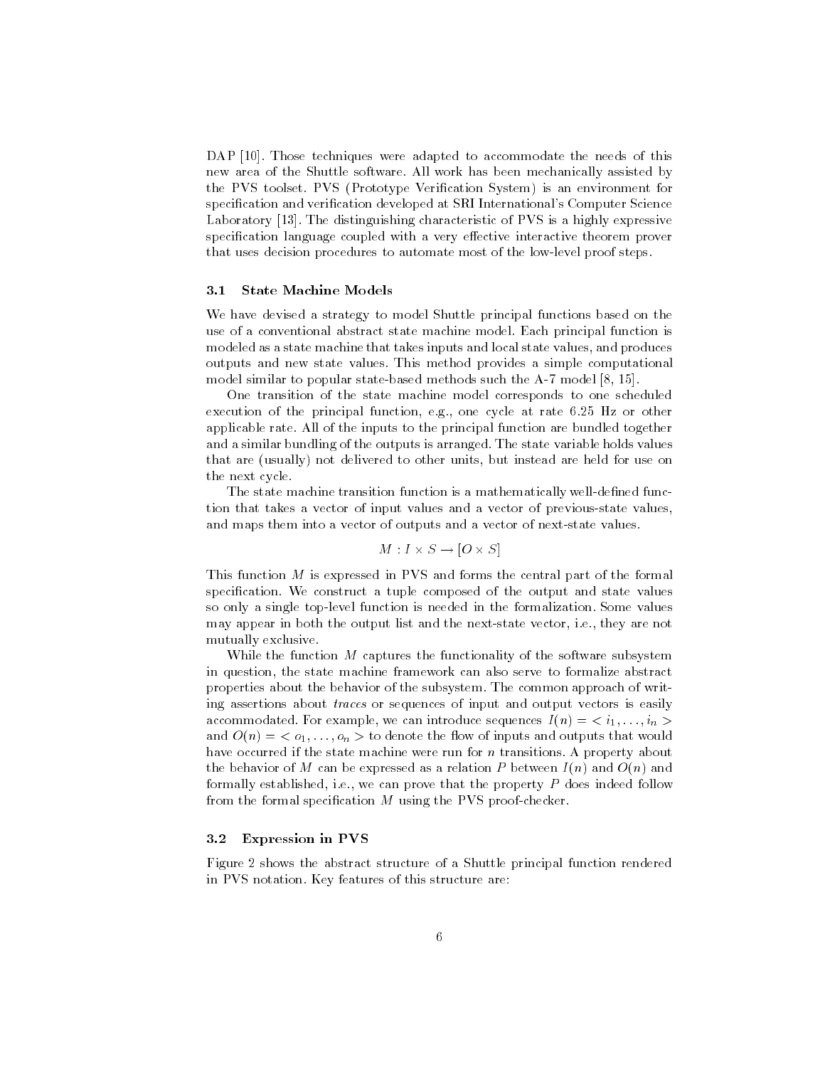DAP [10]. Those techniques were adapted to accommodate the needs of this new area of the Shuttle software. All work has been mechanically assisted by the PVS toolset. PVS (Prototype Verification System) is an environment for specification and verification developed at SRI International's Computer Science Laboratory [13]. The distinguishing characteristic of PVS is a highly expressive specification language coupled with a very effective interactive theorem prover that uses decision procedures to automate most of the low-level proof steps.

### 3.1 State Machine Models

We have devised a strategy to model Shuttle principal functions based on the use of a conventional abstract state machine model. Each principal function is modeled as a state machine that takes inputs and local state values, and produces outputs and new state values. This method provides a simple computational model similar to popular state-based methods such the A-7 model [8, 15].

One transition of the state machine model corresponds to one scheduled execution of the principal function, e.g., one cycle at rate 6.25 Hz or other applicable rate. All of the inputs to the principal function are bundled together and a similar bundling of the outputs is arranged. The state variable holds values that are (usually) not delivered to other units, but instead are held for use on the next cycle.

The state machine transition function is a mathematically well-defined function that takes a vector of input values and a vector of previous-state values, and maps them into a vector of outputs and a vector of next-state values.

$$M : I \times S \rightarrow [O \times S]$$

This function $M$ is expressed in PVS and forms the central part of the formal specification. We construct a tuple composed of the output and state values so only a single top-level function is needed in the formalization. Some values may appear in both the output list and the next-state vector, i.e., they are not mutually exclusive.

While the function $M$ captures the functionality of the software subsystem in question, the state machine framework can also serve to formalize abstract properties about the behavior of the subsystem. The common approach of writing assertions about *traces* or sequences of input and output vectors is easily accommodated. For example, we can introduce sequences $I(n) = < i_1, \ldots, i_n >$ and $O(n) = < o_1, \ldots, o_n >$ to denote the flow of inputs and outputs that would have occurred if the state machine were run for $n$ transitions. A property about the behavior of $M$ can be expressed as a relation $P$ between $I(n)$ and $O(n)$ and formally established, i.e., we can prove that the property $P$ does indeed follow from the formal specification $M$ using the PVS proof-checker.

### 3.2 Expression in PVS

Figure 2 shows the abstract structure of a Shuttle principal function rendered in PVS notation. Key features of this structure are: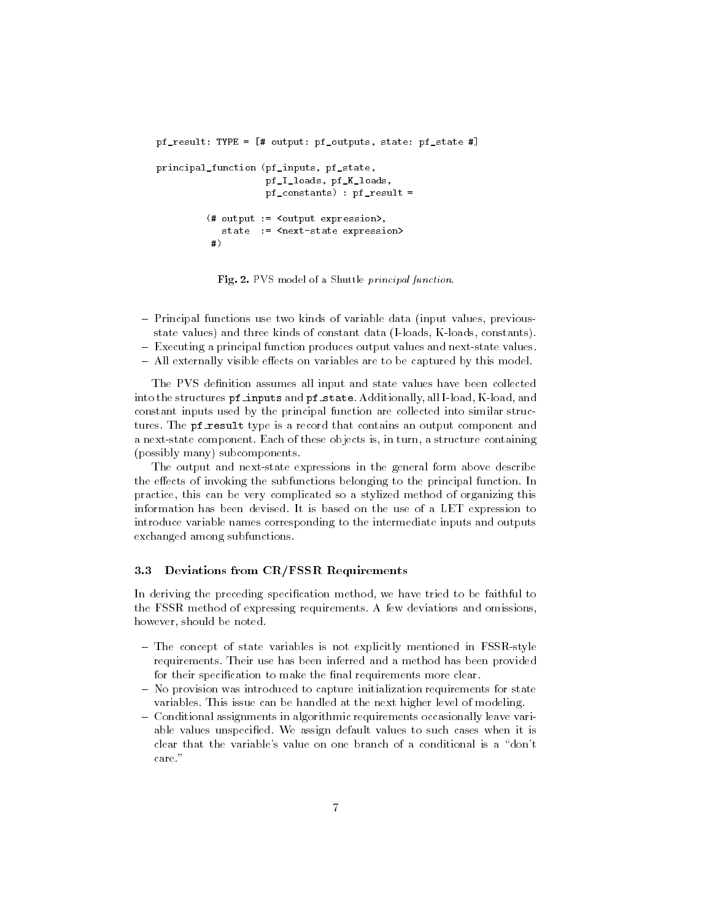```
pf_result: TYPE = [# output: pf_outputs, state: pf_state #]

principal_function (pf_inputs, pf_state,
                    pf_I_loads, pf_K_loads,
                    pf_constants) : pf_result =

        (# output := <output expression>,
           state  := <next-state expression>
         #)
```

**Fig. 2.** PVS model of a Shuttle *principal function*.

- Principal functions use two kinds of variable data (input values, previous-state values) and three kinds of constant data (I-loads, K-loads, constants).
- Executing a principal function produces output values and next-state values.
- All externally visible effects on variables are to be captured by this model.

The PVS definition assumes all input and state values have been collected into the structures `pf_inputs` and `pf_state`. Additionally, all I-load, K-load, and constant inputs used by the principal function are collected into similar structures. The `pf_result` type is a record that contains an output component and a next-state component. Each of these objects is, in turn, a structure containing (possibly many) subcomponents.

The output and next-state expressions in the general form above describe the effects of invoking the subfunctions belonging to the principal function. In practice, this can be very complicated so a stylized method of organizing this information has been devised. It is based on the use of a LET expression to introduce variable names corresponding to the intermediate inputs and outputs exchanged among subfunctions.

### 3.3 Deviations from CR/FSSR Requirements

In deriving the preceding specification method, we have tried to be faithful to the FSSR method of expressing requirements. A few deviations and omissions, however, should be noted.

- The concept of state variables is not explicitly mentioned in FSSR-style requirements. Their use has been inferred and a method has been provided for their specification to make the final requirements more clear.
- No provision was introduced to capture initialization requirements for state variables. This issue can be handled at the next higher level of modeling.
- Conditional assignments in algorithmic requirements occasionally leave variable values unspecified. We assign default values to such cases when it is clear that the variable's value on one branch of a conditional is a "don't care."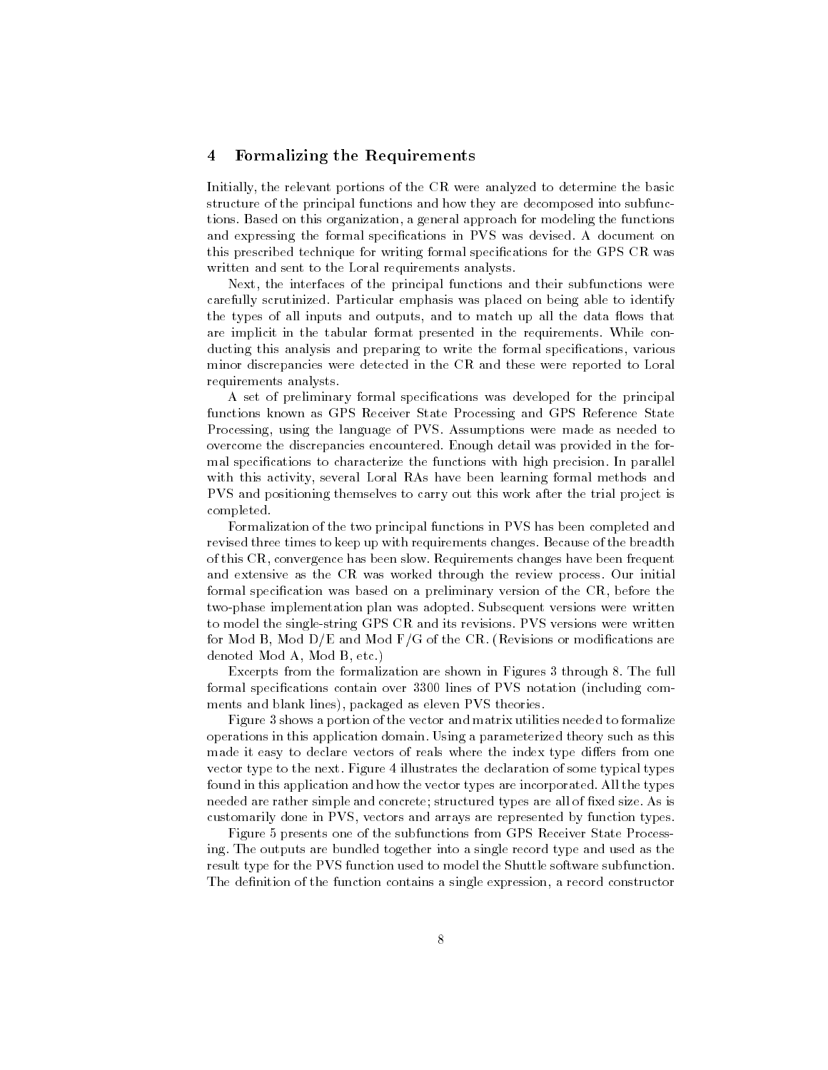## 4 Formalizing the Requirements

Initially, the relevant portions of the CR were analyzed to determine the basic structure of the principal functions and how they are decomposed into subfunctions. Based on this organization, a general approach for modeling the functions and expressing the formal specifications in PVS was devised. A document on this prescribed technique for writing formal specifications for the GPS CR was written and sent to the Loral requirements analysts.

Next, the interfaces of the principal functions and their subfunctions were carefully scrutinized. Particular emphasis was placed on being able to identify the types of all inputs and outputs, and to match up all the data flows that are implicit in the tabular format presented in the requirements. While conducting this analysis and preparing to write the formal specifications, various minor discrepancies were detected in the CR and these were reported to Loral requirements analysts.

A set of preliminary formal specifications was developed for the principal functions known as GPS Receiver State Processing and GPS Reference State Processing, using the language of PVS. Assumptions were made as needed to overcome the discrepancies encountered. Enough detail was provided in the formal specifications to characterize the functions with high precision. In parallel with this activity, several Loral RAs have been learning formal methods and PVS and positioning themselves to carry out this work after the trial project is completed.

Formalization of the two principal functions in PVS has been completed and revised three times to keep up with requirements changes. Because of the breadth of this CR, convergence has been slow. Requirements changes have been frequent and extensive as the CR was worked through the review process. Our initial formal specification was based on a preliminary version of the CR, before the two-phase implementation plan was adopted. Subsequent versions were written to model the single-string GPS CR and its revisions. PVS versions were written for Mod B, Mod D/E and Mod F/G of the CR. (Revisions or modifications are denoted Mod A, Mod B, etc.)

Excerpts from the formalization are shown in Figures 3 through 8. The full formal specifications contain over 3300 lines of PVS notation (including comments and blank lines), packaged as eleven PVS theories.

Figure 3 shows a portion of the vector and matrix utilities needed to formalize operations in this application domain. Using a parameterized theory such as this made it easy to declare vectors of reals where the index type differs from one vector type to the next. Figure 4 illustrates the declaration of some typical types found in this application and how the vector types are incorporated. All the types needed are rather simple and concrete; structured types are all of fixed size. As is customarily done in PVS, vectors and arrays are represented by function types.

Figure 5 presents one of the subfunctions from GPS Receiver State Processing. The outputs are bundled together into a single record type and used as the result type for the PVS function used to model the Shuttle software subfunction. The definition of the function contains a single expression, a record constructor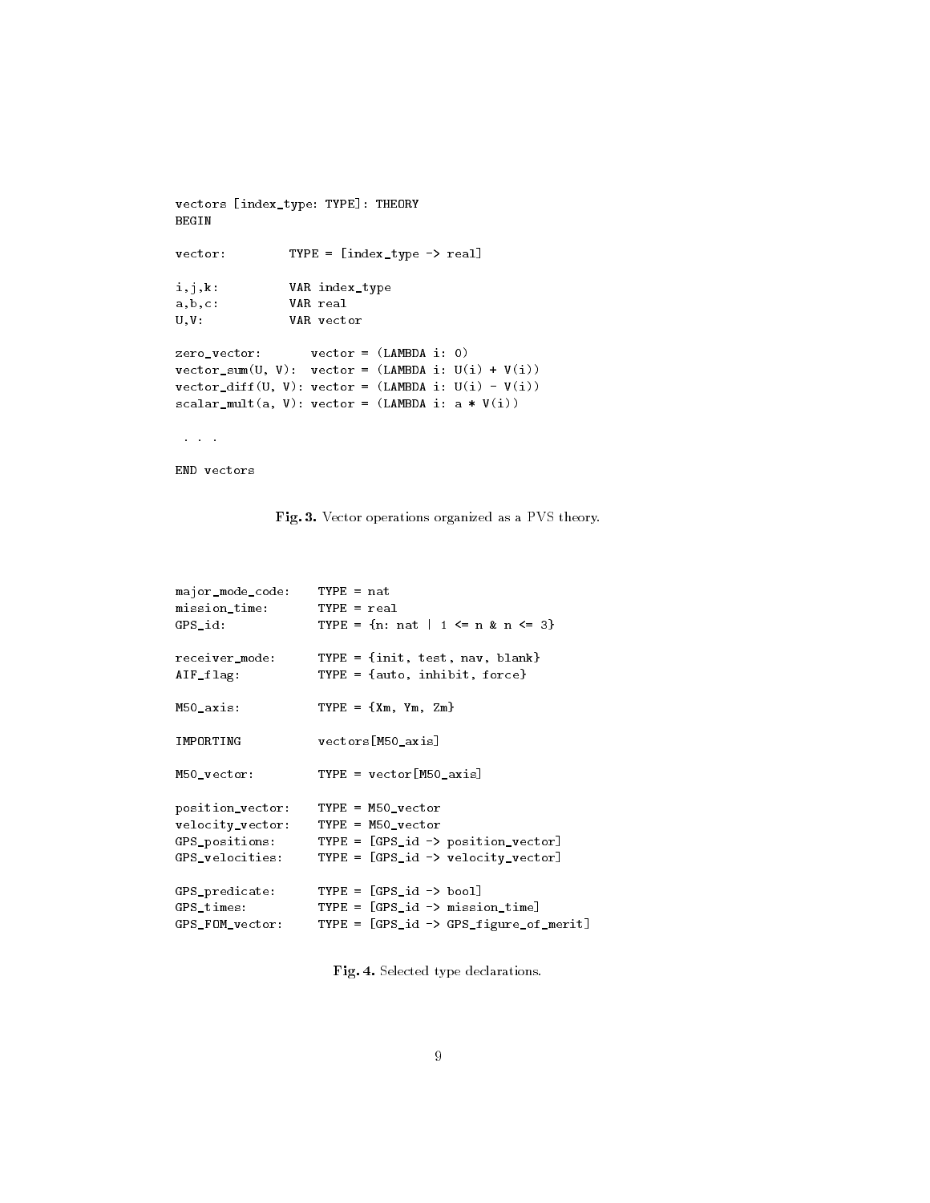```
vectors [index_type: TYPE]: THEORY
BEGIN

vector:         TYPE = [index_type -> real]

i,j,k:          VAR index_type
a,b,c:          VAR real
U,V:            VAR vector

zero_vector:       vector = (LAMBDA i: 0)
vector_sum(U, V):  vector = (LAMBDA i: U(i) + V(i))
vector_diff(U, V): vector = (LAMBDA i: U(i) - V(i))
scalar_mult(a, V): vector = (LAMBDA i: a * V(i))

 . . .

END vectors
```

**Fig. 3.** Vector operations organized as a PVS theory.

```
major_mode_code:    TYPE = nat
mission_time:       TYPE = real
GPS_id:             TYPE = {n: nat | 1 <= n & n <= 3}

receiver_mode:      TYPE = {init, test, nav, blank}
AIF_flag:           TYPE = {auto, inhibit, force}

M50_axis:           TYPE = {Xm, Ym, Zm}

IMPORTING           vectors[M50_axis]

M50_vector:         TYPE = vector[M50_axis]

position_vector:    TYPE = M50_vector
velocity_vector:    TYPE = M50_vector
GPS_positions:      TYPE = [GPS_id -> position_vector]
GPS_velocities:     TYPE = [GPS_id -> velocity_vector]

GPS_predicate:      TYPE = [GPS_id -> bool]
GPS_times:          TYPE = [GPS_id -> mission_time]
GPS_FOM_vector:     TYPE = [GPS_id -> GPS_figure_of_merit]
```

**Fig. 4.** Selected type declarations.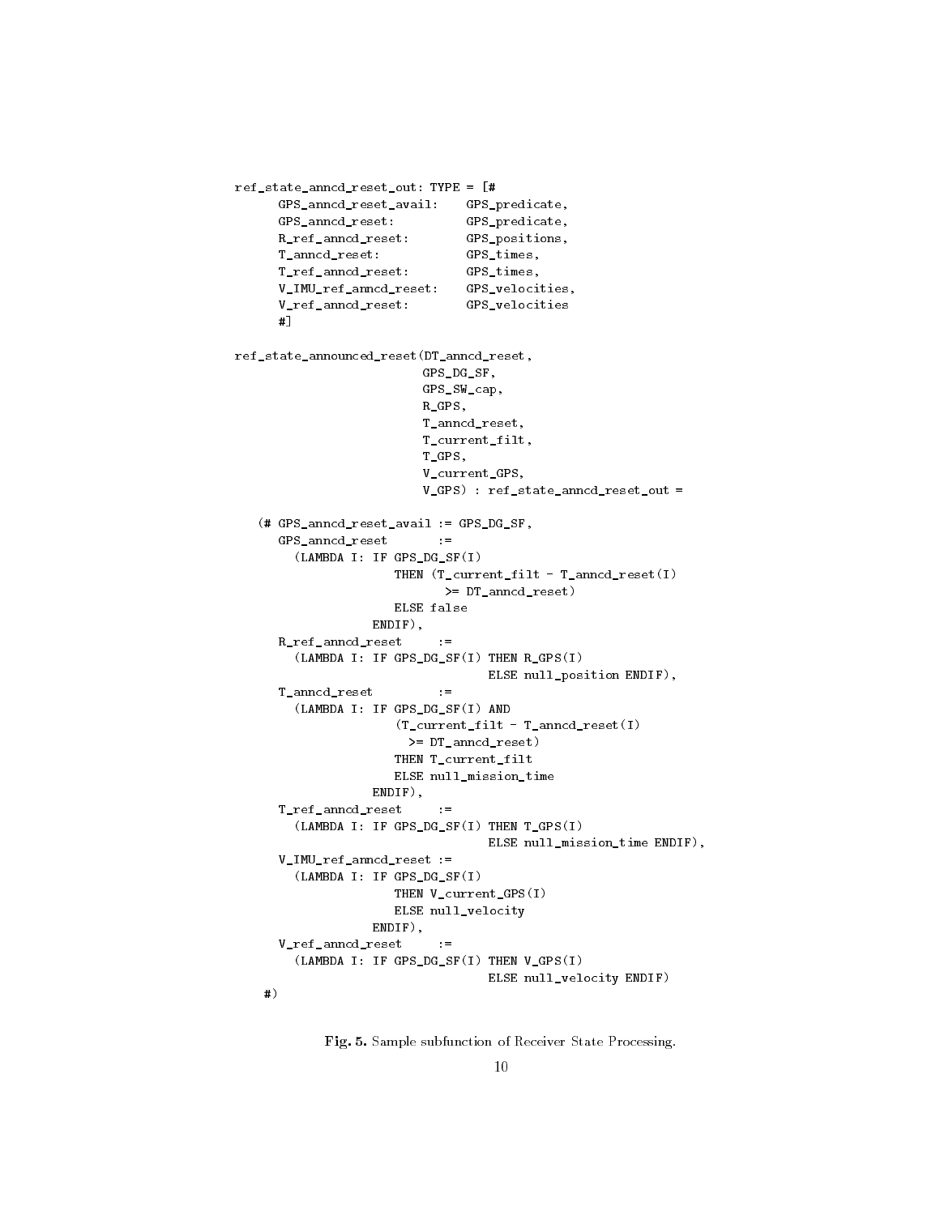```
ref_state_anncd_reset_out: TYPE = [#
      GPS_anncd_reset_avail:    GPS_predicate,
      GPS_anncd_reset:          GPS_predicate,
      R_ref_anncd_reset:        GPS_positions,
      T_anncd_reset:            GPS_times,
      T_ref_anncd_reset:        GPS_times,
      V_IMU_ref_anncd_reset:    GPS_velocities,
      V_ref_anncd_reset:        GPS_velocities
      #]

ref_state_announced_reset(DT_anncd_reset,
                          GPS_DG_SF,
                          GPS_SW_cap,
                          R_GPS,
                          T_anncd_reset,
                          T_current_filt,
                          T_GPS,
                          V_current_GPS,
                          V_GPS) : ref_state_anncd_reset_out =

   (# GPS_anncd_reset_avail := GPS_DG_SF,
      GPS_anncd_reset       :=
        (LAMBDA I: IF GPS_DG_SF(I)
                     THEN (T_current_filt - T_anncd_reset(I)
                            >= DT_anncd_reset)
                     ELSE false
                  ENDIF),
      R_ref_anncd_reset     :=
        (LAMBDA I: IF GPS_DG_SF(I) THEN R_GPS(I)
                                   ELSE null_position ENDIF),
      T_anncd_reset         :=
        (LAMBDA I: IF GPS_DG_SF(I) AND
                     (T_current_filt - T_anncd_reset(I)
                       >= DT_anncd_reset)
                     THEN T_current_filt
                     ELSE null_mission_time
                  ENDIF),
      T_ref_anncd_reset     :=
        (LAMBDA I: IF GPS_DG_SF(I) THEN T_GPS(I)
                                   ELSE null_mission_time ENDIF),
      V_IMU_ref_anncd_reset :=
        (LAMBDA I: IF GPS_DG_SF(I)
                     THEN V_current_GPS(I)
                     ELSE null_velocity
                  ENDIF),
      V_ref_anncd_reset     :=
        (LAMBDA I: IF GPS_DG_SF(I) THEN V_GPS(I)
                                   ELSE null_velocity ENDIF)
    #)
```

**Fig. 5.** Sample subfunction of Receiver State Processing.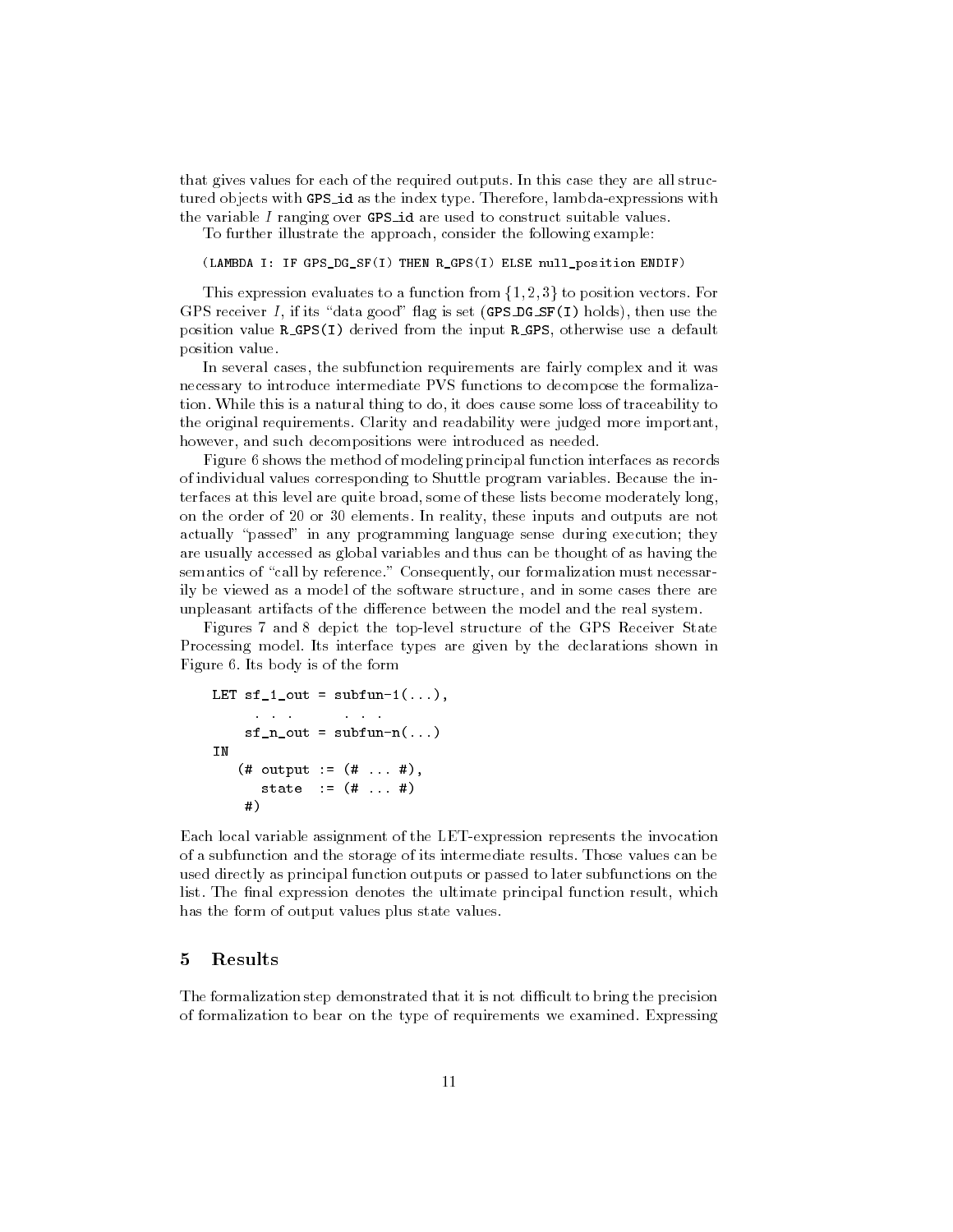that gives values for each of the required outputs. In this case they are all structured objects with GPS_id as the index type. Therefore, lambda-expressions with the variable $I$ ranging over GPS_id are used to construct suitable values.

To further illustrate the approach, consider the following example:

```
(LAMBDA I: IF GPS_DG_SF(I) THEN R_GPS(I) ELSE null_position ENDIF)
```

This expression evaluates to a function from $\{1, 2, 3\}$ to position vectors. For GPS receiver $I$, if its "data good" flag is set (GPS_DG_SF(I) holds), then use the position value R_GPS(I) derived from the input R_GPS, otherwise use a default position value.

In several cases, the subfunction requirements are fairly complex and it was necessary to introduce intermediate PVS functions to decompose the formalization. While this is a natural thing to do, it does cause some loss of traceability to the original requirements. Clarity and readability were judged more important, however, and such decompositions were introduced as needed.

Figure 6 shows the method of modeling principal function interfaces as records of individual values corresponding to Shuttle program variables. Because the interfaces at this level are quite broad, some of these lists become moderately long, on the order of 20 or 30 elements. In reality, these inputs and outputs are not actually "passed" in any programming language sense during execution; they are usually accessed as global variables and thus can be thought of as having the semantics of "call by reference." Consequently, our formalization must necessarily be viewed as a model of the software structure, and in some cases there are unpleasant artifacts of the difference between the model and the real system.

Figures 7 and 8 depict the top-level structure of the GPS Receiver State Processing model. Its interface types are given by the declarations shown in Figure 6. Its body is of the form

```
LET sf_1_out = subfun-1(...),
     . . .      . . .
    sf_n_out = subfun-n(...)
IN
   (# output := (# ... #),
      state  := (# ... #)
    #)
```

Each local variable assignment of the LET-expression represents the invocation of a subfunction and the storage of its intermediate results. Those values can be used directly as principal function outputs or passed to later subfunctions on the list. The final expression denotes the ultimate principal function result, which has the form of output values plus state values.

## 5 Results

The formalization step demonstrated that it is not difficult to bring the precision of formalization to bear on the type of requirements we examined. Expressing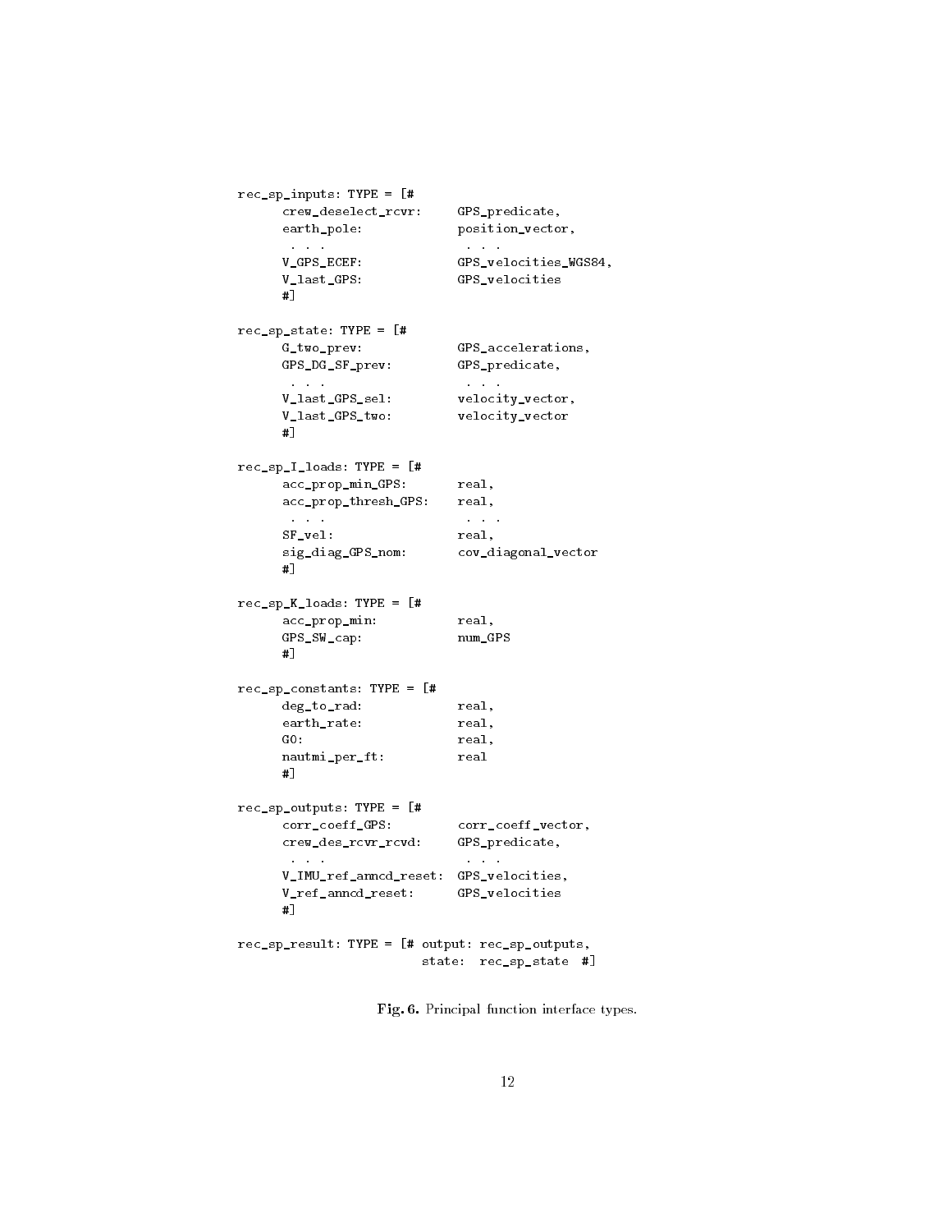```
rec_sp_inputs: TYPE = [#
      crew_deselect_rcvr:     GPS_predicate,
      earth_pole:             position_vector,
       . . .                   . . .
      V_GPS_ECEF:             GPS_velocities_WGS84,
      V_last_GPS:             GPS_velocities
      #]

rec_sp_state: TYPE = [#
      G_two_prev:             GPS_accelerations,
      GPS_DG_SF_prev:         GPS_predicate,
       . . .                   . . .
      V_last_GPS_sel:         velocity_vector,
      V_last_GPS_two:         velocity_vector
      #]

rec_sp_I_loads: TYPE = [#
      acc_prop_min_GPS:       real,
      acc_prop_thresh_GPS:    real,
       . . .                   . . .
      SF_vel:                 real,
      sig_diag_GPS_nom:       cov_diagonal_vector
      #]

rec_sp_K_loads: TYPE = [#
      acc_prop_min:           real,
      GPS_SW_cap:             num_GPS
      #]

rec_sp_constants: TYPE = [#
      deg_to_rad:             real,
      earth_rate:             real,
      G0:                     real,
      nautmi_per_ft:          real
      #]

rec_sp_outputs: TYPE = [#
      corr_coeff_GPS:         corr_coeff_vector,
      crew_des_rcvr_rcvd:     GPS_predicate,
       . . .                   . . .
      V_IMU_ref_anncd_reset:  GPS_velocities,
      V_ref_anncd_reset:      GPS_velocities
      #]

rec_sp_result: TYPE = [# output: rec_sp_outputs,
                         state:  rec_sp_state  #]
```

**Fig. 6.** Principal function interface types.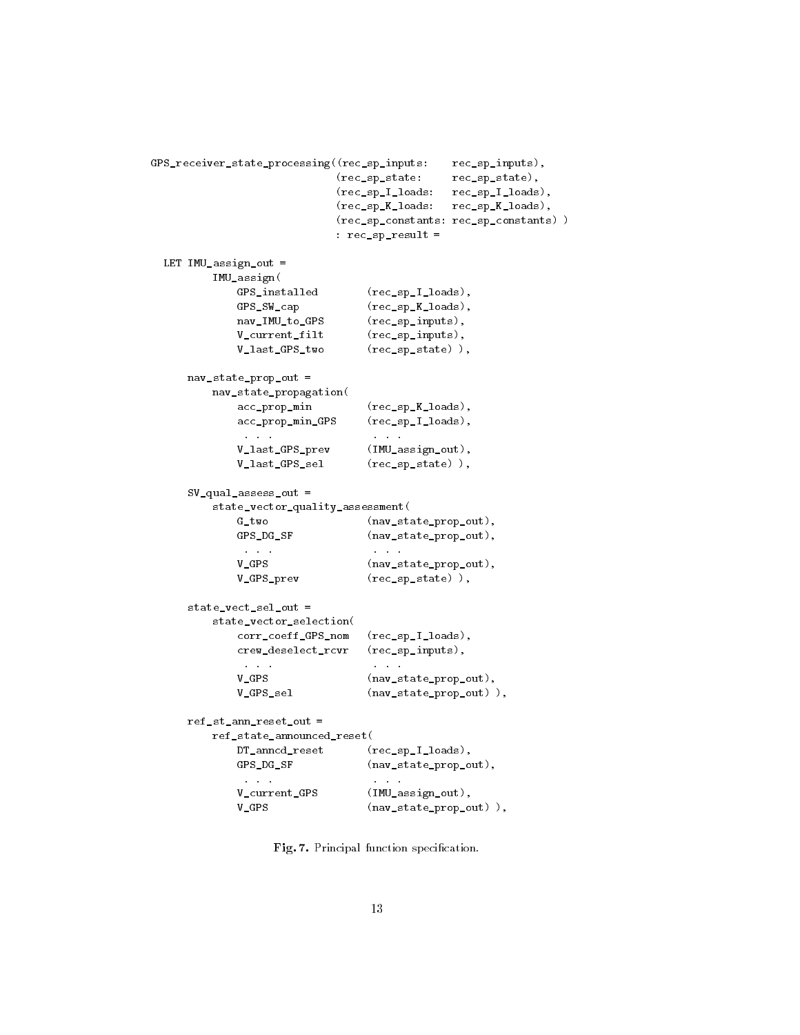```
GPS_receiver_state_processing((rec_sp_inputs:    rec_sp_inputs),
                              (rec_sp_state:     rec_sp_state),
                              (rec_sp_I_loads:   rec_sp_I_loads),
                              (rec_sp_K_loads:   rec_sp_K_loads),
                              (rec_sp_constants: rec_sp_constants) )
                              : rec_sp_result =

  LET IMU_assign_out =
          IMU_assign(
              GPS_installed       (rec_sp_I_loads),
              GPS_SW_cap          (rec_sp_K_loads),
              nav_IMU_to_GPS      (rec_sp_inputs),
              V_current_filt      (rec_sp_inputs),
              V_last_GPS_two      (rec_sp_state) ),

      nav_state_prop_out =
          nav_state_propagation(
              acc_prop_min        (rec_sp_K_loads),
              acc_prop_min_GPS    (rec_sp_I_loads),
               . . .               . . .
              V_last_GPS_prev     (IMU_assign_out),
              V_last_GPS_sel      (rec_sp_state) ),

      SV_qual_assess_out =
          state_vector_quality_assessment(
              G_two               (nav_state_prop_out),
              GPS_DG_SF           (nav_state_prop_out),
               . . .               . . .
              V_GPS               (nav_state_prop_out),
              V_GPS_prev          (rec_sp_state) ),

      state_vect_sel_out =
          state_vector_selection(
              corr_coeff_GPS_nom  (rec_sp_I_loads),
              crew_deselect_rcvr  (rec_sp_inputs),
               . . .               . . .
              V_GPS               (nav_state_prop_out),
              V_GPS_sel           (nav_state_prop_out) ),

      ref_st_ann_reset_out =
          ref_state_announced_reset(
              DT_anncd_reset      (rec_sp_I_loads),
              GPS_DG_SF           (nav_state_prop_out),
               . . .               . . .
              V_current_GPS       (IMU_assign_out),
              V_GPS               (nav_state_prop_out) ),
```

**Fig. 7.** Principal function specification.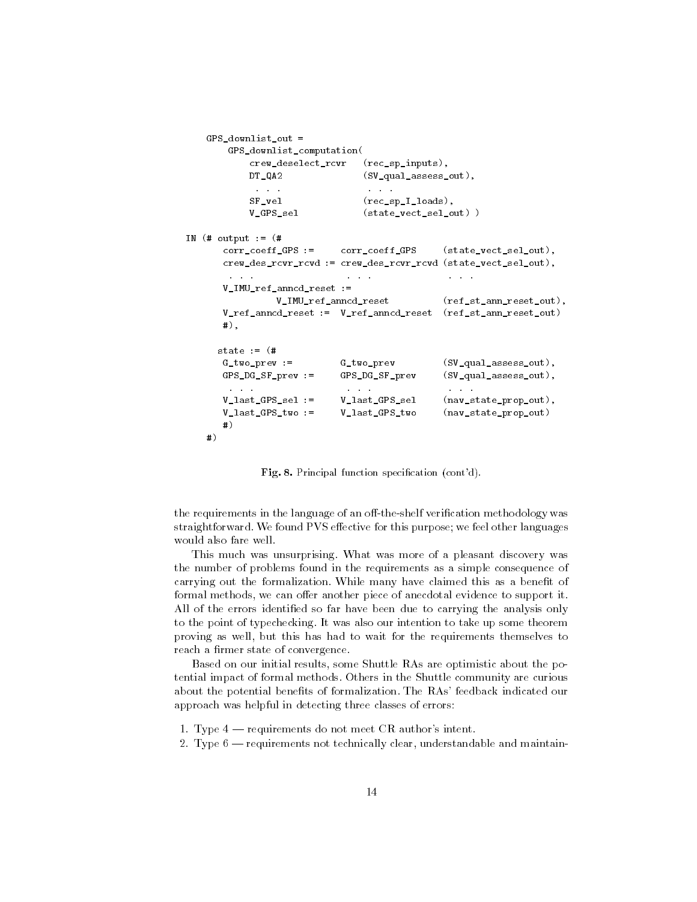```
    GPS_downlist_out =
        GPS_downlist_computation(
            crew_deselect_rcvr   (rec_sp_inputs),
            DT_QA2               (SV_qual_assess_out),
             . . .                . . .
            SF_vel               (rec_sp_I_loads),
            V_GPS_sel            (state_vect_sel_out) )

IN (# output := (#
       corr_coeff_GPS :=     corr_coeff_GPS     (state_vect_sel_out),
       crew_des_rcvr_rcvd := crew_des_rcvr_rcvd (state_vect_sel_out),
        . . .                 . . .               . . .
       V_IMU_ref_anncd_reset :=
                V_IMU_ref_anncd_reset           (ref_st_ann_reset_out),
       V_ref_anncd_reset :=  V_ref_anncd_reset  (ref_st_ann_reset_out)
       #),

      state := (#
       G_two_prev :=         G_two_prev         (SV_qual_assess_out),
       GPS_DG_SF_prev :=     GPS_DG_SF_prev     (SV_qual_assess_out),
        . . .                 . . .               . . .
       V_last_GPS_sel :=     V_last_GPS_sel     (nav_state_prop_out),
       V_last_GPS_two :=     V_last_GPS_two     (nav_state_prop_out)
       #)
    #)
```

**Fig. 8.** Principal function specification (cont'd).

the requirements in the language of an off-the-shelf verification methodology was straightforward. We found PVS effective for this purpose; we feel other languages would also fare well.

This much was unsurprising. What was more of a pleasant discovery was the number of problems found in the requirements as a simple consequence of carrying out the formalization. While many have claimed this as a benefit of formal methods, we can offer another piece of anecdotal evidence to support it. All of the errors identified so far have been due to carrying the analysis only to the point of typechecking. It was also our intention to take up some theorem proving as well, but this has had to wait for the requirements themselves to reach a firmer state of convergence.

Based on our initial results, some Shuttle RAs are optimistic about the potential impact of formal methods. Others in the Shuttle community are curious about the potential benefits of formalization. The RAs' feedback indicated our approach was helpful in detecting three classes of errors:

1. Type 4 — requirements do not meet CR author's intent.
2. Type 6 — requirements not technically clear, understandable and maintain-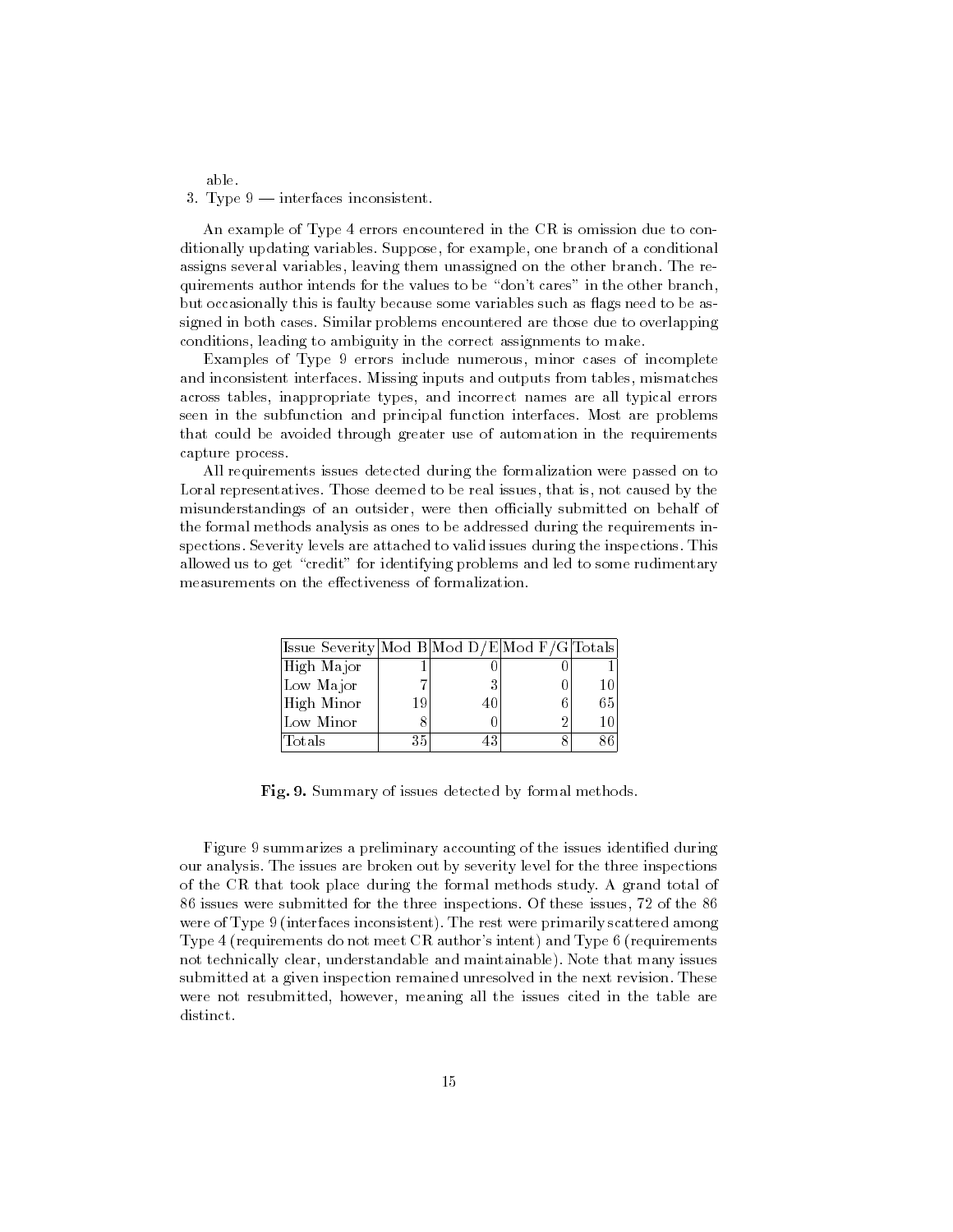able.

3. Type 9 — interfaces inconsistent.

An example of Type 4 errors encountered in the CR is omission due to conditionally updating variables. Suppose, for example, one branch of a conditional assigns several variables, leaving them unassigned on the other branch. The requirements author intends for the values to be "don't cares" in the other branch, but occasionally this is faulty because some variables such as flags need to be assigned in both cases. Similar problems encountered are those due to overlapping conditions, leading to ambiguity in the correct assignments to make.

Examples of Type 9 errors include numerous, minor cases of incomplete and inconsistent interfaces. Missing inputs and outputs from tables, mismatches across tables, inappropriate types, and incorrect names are all typical errors seen in the subfunction and principal function interfaces. Most are problems that could be avoided through greater use of automation in the requirements capture process.

All requirements issues detected during the formalization were passed on to Loral representatives. Those deemed to be real issues, that is, not caused by the misunderstandings of an outsider, were then officially submitted on behalf of the formal methods analysis as ones to be addressed during the requirements inspections. Severity levels are attached to valid issues during the inspections. This allowed us to get "credit" for identifying problems and led to some rudimentary measurements on the effectiveness of formalization.

| Issue Severity | Mod B | Mod D/E | Mod F/G | Totals |
|---|---|---|---|---|
| High Major | 1 | 0 | 0 | 1 |
| Low Major | 7 | 3 | 0 | 10 |
| High Minor | 19 | 40 | 6 | 65 |
| Low Minor | 8 | 0 | 2 | 10 |
| Totals | 35 | 43 | 8 | 86 |

**Fig. 9.** Summary of issues detected by formal methods.

Figure 9 summarizes a preliminary accounting of the issues identified during our analysis. The issues are broken out by severity level for the three inspections of the CR that took place during the formal methods study. A grand total of 86 issues were submitted for the three inspections. Of these issues, 72 of the 86 were of Type 9 (interfaces inconsistent). The rest were primarily scattered among Type 4 (requirements do not meet CR author's intent) and Type 6 (requirements not technically clear, understandable and maintainable). Note that many issues submitted at a given inspection remained unresolved in the next revision. These were not resubmitted, however, meaning all the issues cited in the table are distinct.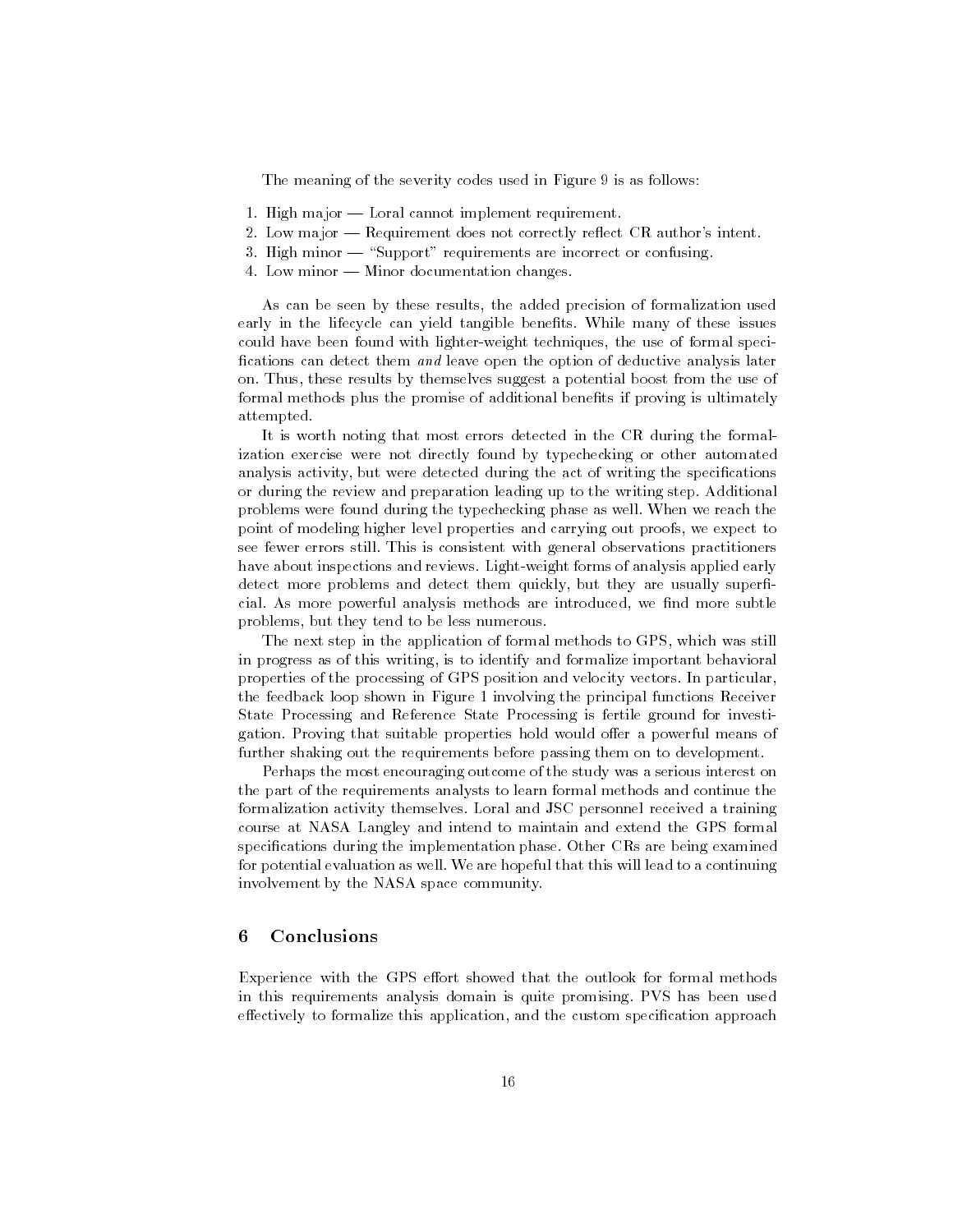The meaning of the severity codes used in Figure 9 is as follows:

1. High major — Loral cannot implement requirement.
2. Low major — Requirement does not correctly reflect CR author's intent.
3. High minor — "Support" requirements are incorrect or confusing.
4. Low minor — Minor documentation changes.

As can be seen by these results, the added precision of formalization used early in the lifecycle can yield tangible benefits. While many of these issues could have been found with lighter-weight techniques, the use of formal specifications can detect them *and* leave open the option of deductive analysis later on. Thus, these results by themselves suggest a potential boost from the use of formal methods plus the promise of additional benefits if proving is ultimately attempted.

It is worth noting that most errors detected in the CR during the formalization exercise were not directly found by typechecking or other automated analysis activity, but were detected during the act of writing the specifications or during the review and preparation leading up to the writing step. Additional problems were found during the typechecking phase as well. When we reach the point of modeling higher level properties and carrying out proofs, we expect to see fewer errors still. This is consistent with general observations practitioners have about inspections and reviews. Light-weight forms of analysis applied early detect more problems and detect them quickly, but they are usually superficial. As more powerful analysis methods are introduced, we find more subtle problems, but they tend to be less numerous.

The next step in the application of formal methods to GPS, which was still in progress as of this writing, is to identify and formalize important behavioral properties of the processing of GPS position and velocity vectors. In particular, the feedback loop shown in Figure 1 involving the principal functions Receiver State Processing and Reference State Processing is fertile ground for investigation. Proving that suitable properties hold would offer a powerful means of further shaking out the requirements before passing them on to development.

Perhaps the most encouraging outcome of the study was a serious interest on the part of the requirements analysts to learn formal methods and continue the formalization activity themselves. Loral and JSC personnel received a training course at NASA Langley and intend to maintain and extend the GPS formal specifications during the implementation phase. Other CRs are being examined for potential evaluation as well. We are hopeful that this will lead to a continuing involvement by the NASA space community.

## 6 Conclusions

Experience with the GPS effort showed that the outlook for formal methods in this requirements analysis domain is quite promising. PVS has been used effectively to formalize this application, and the custom specification approach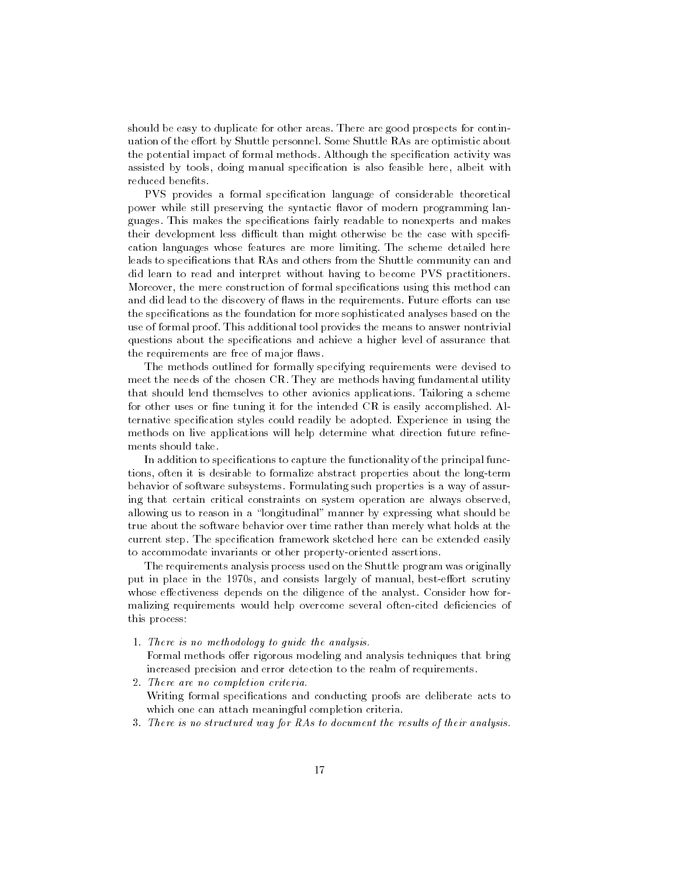should be easy to duplicate for other areas. There are good prospects for continuation of the effort by Shuttle personnel. Some Shuttle RAs are optimistic about the potential impact of formal methods. Although the specification activity was assisted by tools, doing manual specification is also feasible here, albeit with reduced benefits.

PVS provides a formal specification language of considerable theoretical power while still preserving the syntactic flavor of modern programming languages. This makes the specifications fairly readable to nonexperts and makes their development less difficult than might otherwise be the case with specification languages whose features are more limiting. The scheme detailed here leads to specifications that RAs and others from the Shuttle community can and did learn to read and interpret without having to become PVS practitioners. Moreover, the mere construction of formal specifications using this method can and did lead to the discovery of flaws in the requirements. Future efforts can use the specifications as the foundation for more sophisticated analyses based on the use of formal proof. This additional tool provides the means to answer nontrivial questions about the specifications and achieve a higher level of assurance that the requirements are free of major flaws.

The methods outlined for formally specifying requirements were devised to meet the needs of the chosen CR. They are methods having fundamental utility that should lend themselves to other avionics applications. Tailoring a scheme for other uses or fine tuning it for the intended CR is easily accomplished. Alternative specification styles could readily be adopted. Experience in using the methods on live applications will help determine what direction future refinements should take.

In addition to specifications to capture the functionality of the principal functions, often it is desirable to formalize abstract properties about the long-term behavior of software subsystems. Formulating such properties is a way of assuring that certain critical constraints on system operation are always observed, allowing us to reason in a "longitudinal" manner by expressing what should be true about the software behavior over time rather than merely what holds at the current step. The specification framework sketched here can be extended easily to accommodate invariants or other property-oriented assertions.

The requirements analysis process used on the Shuttle program was originally put in place in the 1970s, and consists largely of manual, best-effort scrutiny whose effectiveness depends on the diligence of the analyst. Consider how formalizing requirements would help overcome several often-cited deficiencies of this process:

1. *There is no methodology to guide the analysis.*
   Formal methods offer rigorous modeling and analysis techniques that bring increased precision and error detection to the realm of requirements.
2. *There are no completion criteria.*
   Writing formal specifications and conducting proofs are deliberate acts to which one can attach meaningful completion criteria.
3. *There is no structured way for RAs to document the results of their analysis.*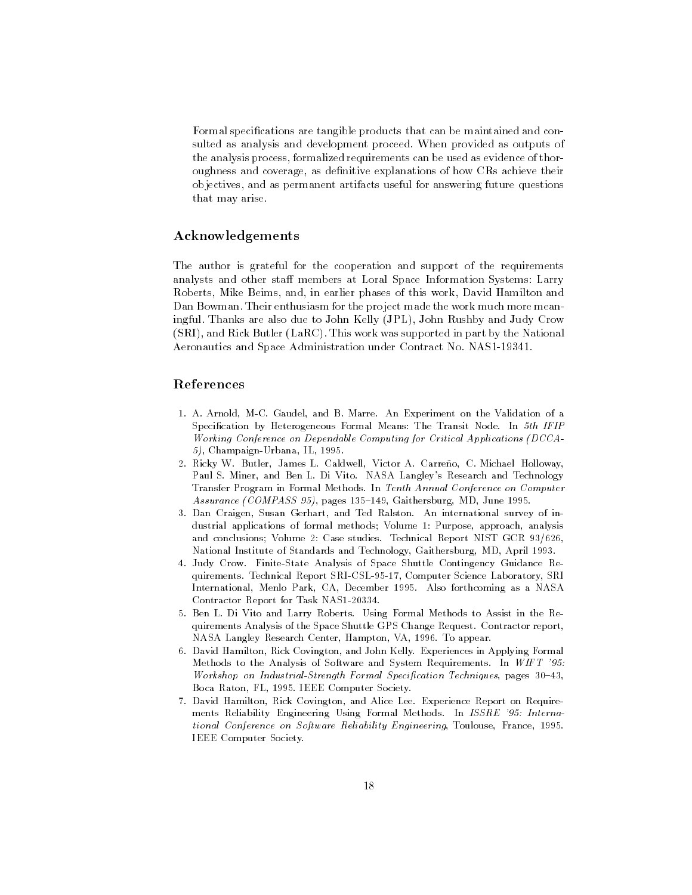Formal specifications are tangible products that can be maintained and consulted as analysis and development proceed. When provided as outputs of the analysis process, formalized requirements can be used as evidence of thoroughness and coverage, as definitive explanations of how CRs achieve their objectives, and as permanent artifacts useful for answering future questions that may arise.

## Acknowledgements

The author is grateful for the cooperation and support of the requirements analysts and other staff members at Loral Space Information Systems: Larry Roberts, Mike Beims, and, in earlier phases of this work, David Hamilton and Dan Bowman. Their enthusiasm for the project made the work much more meaningful. Thanks are also due to John Kelly (JPL), John Rushby and Judy Crow (SRI), and Rick Butler (LaRC). This work was supported in part by the National Aeronautics and Space Administration under Contract No. NAS1-19341.

## References

1. A. Arnold, M-C. Gaudel, and B. Marre. An Experiment on the Validation of a Specification by Heterogeneous Formal Means: The Transit Node. In *5th IFIP Working Conference on Dependable Computing for Critical Applications (DCCA-5)*, Champaign-Urbana, IL, 1995.
2. Ricky W. Butler, James L. Caldwell, Victor A. Carreño, C. Michael Holloway, Paul S. Miner, and Ben L. Di Vito. NASA Langley's Research and Technology Transfer Program in Formal Methods. In *Tenth Annual Conference on Computer Assurance (COMPASS 95)*, pages 135–149, Gaithersburg, MD, June 1995.
3. Dan Craigen, Susan Gerhart, and Ted Ralston. An international survey of industrial applications of formal methods; Volume 1: Purpose, approach, analysis and conclusions; Volume 2: Case studies. Technical Report NIST GCR 93/626, National Institute of Standards and Technology, Gaithersburg, MD, April 1993.
4. Judy Crow. Finite-State Analysis of Space Shuttle Contingency Guidance Requirements. Technical Report SRI-CSL-95-17, Computer Science Laboratory, SRI International, Menlo Park, CA, December 1995. Also forthcoming as a NASA Contractor Report for Task NAS1-20334.
5. Ben L. Di Vito and Larry Roberts. Using Formal Methods to Assist in the Requirements Analysis of the Space Shuttle GPS Change Request. Contractor report, NASA Langley Research Center, Hampton, VA, 1996. To appear.
6. David Hamilton, Rick Covington, and John Kelly. Experiences in Applying Formal Methods to the Analysis of Software and System Requirements. In *WIFT '95: Workshop on Industrial-Strength Formal Specification Techniques*, pages 30–43, Boca Raton, FL, 1995. IEEE Computer Society.
7. David Hamilton, Rick Covington, and Alice Lee. Experience Report on Requirements Reliability Engineering Using Formal Methods. In *ISSRE '95: International Conference on Software Reliability Engineering*, Toulouse, France, 1995. IEEE Computer Society.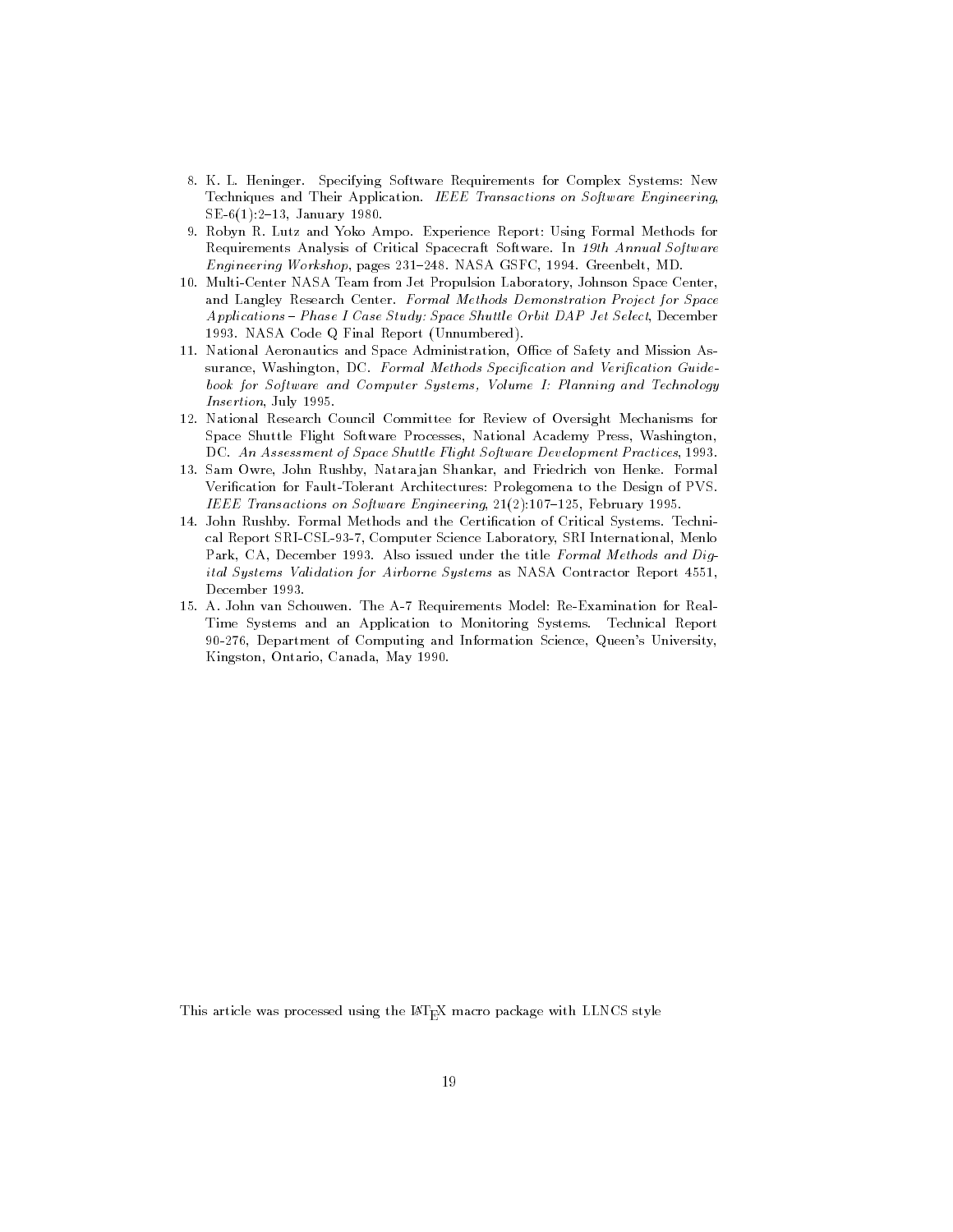8. K. L. Heninger. Specifying Software Requirements for Complex Systems: New Techniques and Their Application. *IEEE Transactions on Software Engineering*, SE-6(1):2–13, January 1980.
9. Robyn R. Lutz and Yoko Ampo. Experience Report: Using Formal Methods for Requirements Analysis of Critical Spacecraft Software. In *19th Annual Software Engineering Workshop*, pages 231–248. NASA GSFC, 1994. Greenbelt, MD.
10. Multi-Center NASA Team from Jet Propulsion Laboratory, Johnson Space Center, and Langley Research Center. *Formal Methods Demonstration Project for Space Applications – Phase I Case Study: Space Shuttle Orbit DAP Jet Select*, December 1993. NASA Code Q Final Report (Unnumbered).
11. National Aeronautics and Space Administration, Office of Safety and Mission Assurance, Washington, DC. *Formal Methods Specification and Verification Guidebook for Software and Computer Systems, Volume I: Planning and Technology Insertion*, July 1995.
12. National Research Council Committee for Review of Oversight Mechanisms for Space Shuttle Flight Software Processes, National Academy Press, Washington, DC. *An Assessment of Space Shuttle Flight Software Development Practices*, 1993.
13. Sam Owre, John Rushby, Natarajan Shankar, and Friedrich von Henke. Formal Verification for Fault-Tolerant Architectures: Prolegomena to the Design of PVS. *IEEE Transactions on Software Engineering*, 21(2):107–125, February 1995.
14. John Rushby. Formal Methods and the Certification of Critical Systems. Technical Report SRI-CSL-93-7, Computer Science Laboratory, SRI International, Menlo Park, CA, December 1993. Also issued under the title *Formal Methods and Digital Systems Validation for Airborne Systems* as NASA Contractor Report 4551, December 1993.
15. A. John van Schouwen. The A-7 Requirements Model: Re-Examination for Real-Time Systems and an Application to Monitoring Systems. Technical Report 90-276, Department of Computing and Information Science, Queen's University, Kingston, Ontario, Canada, May 1990.

This article was processed using the LaTeX macro package with LLNCS style